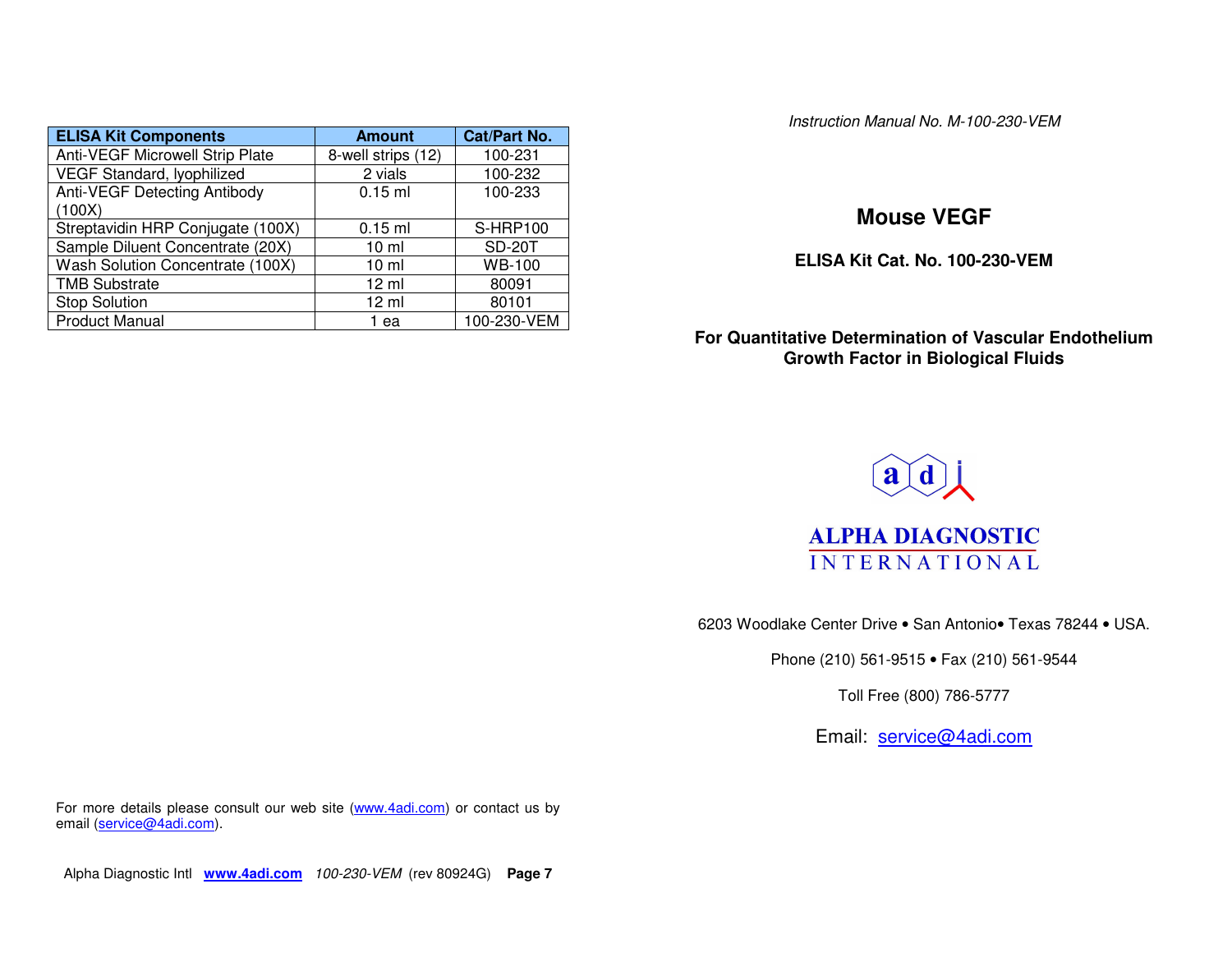| ELISA Kit Components | Amount | Cat/Part No. |
|---|---|---|
| Anti-VEGF Microwell Strip Plate | 8-well strips (12) | 100-231 |
| VEGF Standard, lyophilized | 2 vials | 100-232 |
| Anti-VEGF Detecting Antibody (100X) | 0.15 ml | 100-233 |
| Streptavidin HRP Conjugate (100X) | 0.15 ml | S-HRP100 |
| Sample Diluent Concentrate (20X) | 10 ml | SD-20T |
| Wash Solution Concentrate (100X) | 10 ml | WB-100 |
| TMB Substrate | 12 ml | 80091 |
| Stop Solution | 12 ml | 80101 |
| Product Manual | 1 ea | 100-230-VEM |

For more details please consult our web site (www.4adi.com) or contact us by email (service@4adi.com).

*Instruction Manual No. M-100-230-VEM*

# Mouse VEGF

**ELISA Kit Cat. No. 100-230-VEM**

**For Quantitative Determination of Vascular Endothelium Growth Factor in Biological Fluids**

**ALPHA DIAGNOSTIC INTERNATIONAL**

6203 Woodlake Center Drive • San Antonio• Texas 78244 • USA.

Phone (210) 561-9515 • Fax (210) 561-9544

Toll Free (800) 786-5777

Email: service@4adi.com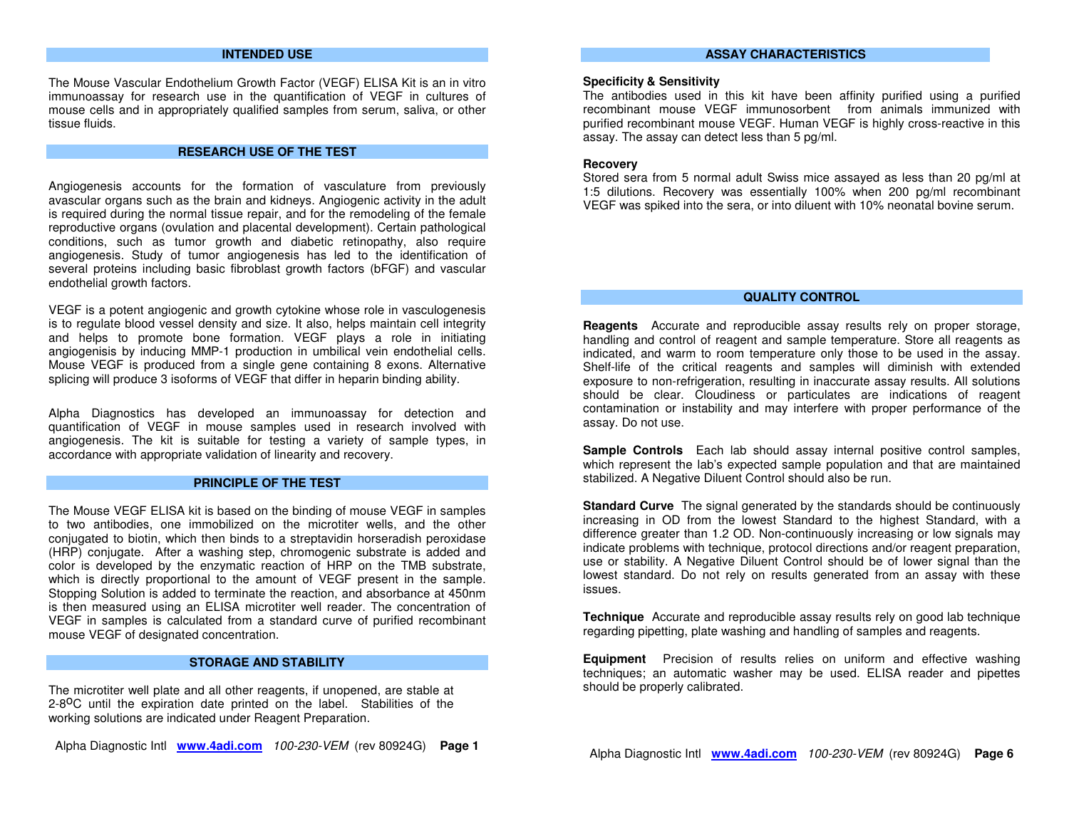## INTENDED USE

The Mouse Vascular Endothelium Growth Factor (VEGF) ELISA Kit is an in vitro immunoassay for research use in the quantification of VEGF in cultures of mouse cells and in appropriately qualified samples from serum, saliva, or other tissue fluids.

## RESEARCH USE OF THE TEST

Angiogenesis accounts for the formation of vasculature from previously avascular organs such as the brain and kidneys. Angiogenic activity in the adult is required during the normal tissue repair, and for the remodeling of the female reproductive organs (ovulation and placental development). Certain pathological conditions, such as tumor growth and diabetic retinopathy, also require angiogenesis. Study of tumor angiogenesis has led to the identification of several proteins including basic fibroblast growth factors (bFGF) and vascular endothelial growth factors.

VEGF is a potent angiogenic and growth cytokine whose role in vasculogenesis is to regulate blood vessel density and size. It also, helps maintain cell integrity and helps to promote bone formation. VEGF plays a role in initiating angiogenisis by inducing MMP-1 production in umbilical vein endothelial cells. Mouse VEGF is produced from a single gene containing 8 exons. Alternative splicing will produce 3 isoforms of VEGF that differ in heparin binding ability.

Alpha Diagnostics has developed an immunoassay for detection and quantification of VEGF in mouse samples used in research involved with angiogenesis. The kit is suitable for testing a variety of sample types, in accordance with appropriate validation of linearity and recovery.

## PRINCIPLE OF THE TEST

The Mouse VEGF ELISA kit is based on the binding of mouse VEGF in samples to two antibodies, one immobilized on the microtiter wells, and the other conjugated to biotin, which then binds to a streptavidin horseradish peroxidase (HRP) conjugate. After a washing step, chromogenic substrate is added and color is developed by the enzymatic reaction of HRP on the TMB substrate, which is directly proportional to the amount of VEGF present in the sample. Stopping Solution is added to terminate the reaction, and absorbance at 450nm is then measured using an ELISA microtiter well reader. The concentration of VEGF in samples is calculated from a standard curve of purified recombinant mouse VEGF of designated concentration.

## STORAGE AND STABILITY

The microtiter well plate and all other reagents, if unopened, are stable at 2-8°C until the expiration date printed on the label. Stabilities of the working solutions are indicated under Reagent Preparation.

## ASSAY CHARACTERISTICS

**Specificity & Sensitivity**
The antibodies used in this kit have been affinity purified using a purified recombinant mouse VEGF immunosorbent from animals immunized with purified recombinant mouse VEGF. Human VEGF is highly cross-reactive in this assay. The assay can detect less than 5 pg/ml.

**Recovery**
Stored sera from 5 normal adult Swiss mice assayed as less than 20 pg/ml at 1:5 dilutions. Recovery was essentially 100% when 200 pg/ml recombinant VEGF was spiked into the sera, or into diluent with 10% neonatal bovine serum.

## QUALITY CONTROL

**Reagents** Accurate and reproducible assay results rely on proper storage, handling and control of reagent and sample temperature. Store all reagents as indicated, and warm to room temperature only those to be used in the assay. Shelf-life of the critical reagents and samples will diminish with extended exposure to non-refrigeration, resulting in inaccurate assay results. All solutions should be clear. Cloudiness or particulates are indications of reagent contamination or instability and may interfere with proper performance of the assay. Do not use.

**Sample Controls** Each lab should assay internal positive control samples, which represent the lab's expected sample population and that are maintained stabilized. A Negative Diluent Control should also be run.

**Standard Curve** The signal generated by the standards should be continuously increasing in OD from the lowest Standard to the highest Standard, with a difference greater than 1.2 OD. Non-continuously increasing or low signals may indicate problems with technique, protocol directions and/or reagent preparation, use or stability. A Negative Diluent Control should be of lower signal than the lowest standard. Do not rely on results generated from an assay with these issues.

**Technique** Accurate and reproducible assay results rely on good lab technique regarding pipetting, plate washing and handling of samples and reagents.

**Equipment** Precision of results relies on uniform and effective washing techniques; an automatic washer may be used. ELISA reader and pipettes should be properly calibrated.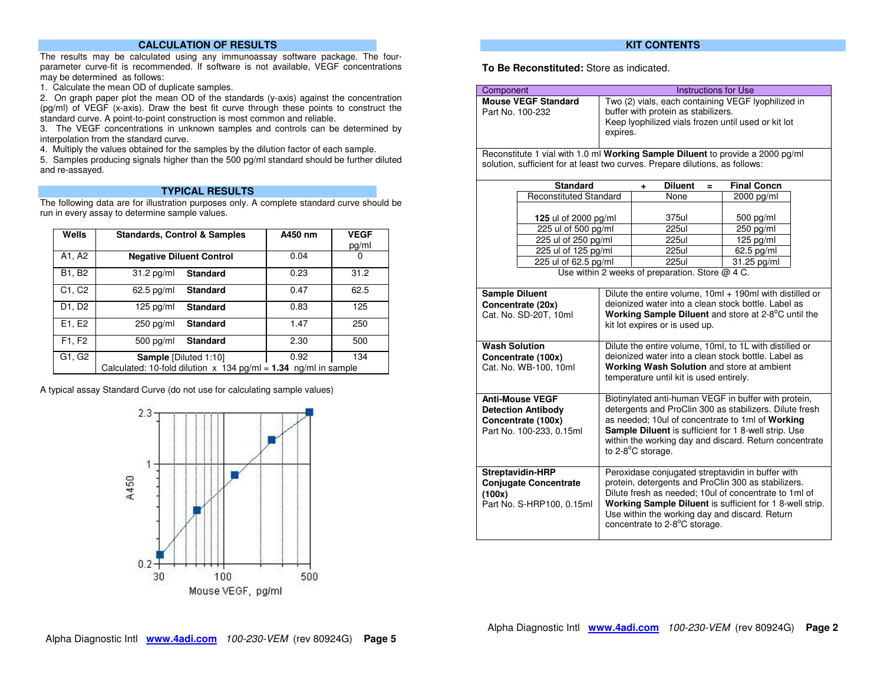## CALCULATION OF RESULTS

The results may be calculated using any immunoassay software package. The four-parameter curve-fit is recommended. If software is not available, VEGF concentrations may be determined as follows:

1. Calculate the mean OD of duplicate samples.
2. On graph paper plot the mean OD of the standards (y-axis) against the concentration (pg/ml) of VEGF (x-axis). Draw the best fit curve through these points to construct the standard curve. A point-to-point construction is most common and reliable.
3. The VEGF concentrations in unknown samples and controls can be determined by interpolation from the standard curve.
4. Multiply the values obtained for the samples by the dilution factor of each sample.
5. Samples producing signals higher than the 500 pg/ml standard should be further diluted and re-assayed.

## TYPICAL RESULTS

The following data are for illustration purposes only. A complete standard curve should be run in every assay to determine sample values.

| Wells | Standards, Control & Samples | A450 nm | VEGF pg/ml |
|---|---|---|---|
| A1, A2 | **Negative Diluent Control** | 0.04 | 0 |
| B1, B2 | 31.2 pg/ml **Standard** | 0.23 | 31.2 |
| C1, C2 | 62.5 pg/ml **Standard** | 0.47 | 62.5 |
| D1, D2 | 125 pg/ml **Standard** | 0.83 | 125 |
| E1, E2 | 250 pg/ml **Standard** | 1.47 | 250 |
| F1, F2 | 500 pg/ml **Standard** | 2.30 | 500 |
| G1, G2 | **Sample** [Diluted 1:10] | 0.92 | 134 |
| | Calculated: 10-fold dilution x 134 pg/ml = **1.34** ng/ml in sample | | |

A typical assay Standard Curve (do not use for calculating sample values)

## KIT CONTENTS

**To Be Reconstituted:** Store as indicated.

| Component | Instructions for Use |
|---|---|
| **Mouse VEGF Standard** Part No. 100-232 | Two (2) vials, each containing VEGF lyophilized in buffer with protein as stabilizers. Keep lyophilized vials frozen until used or kit lot expires. |

Reconstitute 1 vial with 1.0 ml **Working Sample Diluent** to provide a 2000 pg/ml solution, sufficient for at least two curves. Prepare dilutions, as follows:

| Standard | + Diluent = | Final Concn |
|---|---|---|
| Reconstituted Standard | None | 2000 pg/ml |
| **125** ul of 2000 pg/ml | 375ul | 500 pg/ml |
| 225 ul of 500 pg/ml | 225ul | 250 pg/ml |
| 225 ul of 250 pg/ml | 225ul | 125 pg/ml |
| 225 ul of 125 pg/ml | 225ul | 62.5 pg/ml |
| 225 ul of 62.5 pg/ml | 225ul | 31.25 pg/ml |

Use within 2 weeks of preparation. Store @ 4 C.

| Component | Instructions for Use |
|---|---|
| **Sample Diluent Concentrate (20x)** Cat. No. SD-20T, 10ml | Dilute the entire volume, 10ml + 190ml with distilled or deionized water into a clean stock bottle. Label as **Working Sample Diluent** and store at 2-8°C until the kit lot expires or is used up. |
| **Wash Solution Concentrate (100x)** Cat. No. WB-100, 10ml | Dilute the entire volume, 10ml, to 1L with distilled or deionized water into a clean stock bottle. Label as **Working Wash Solution** and store at ambient temperature until kit is used entirely. |
| **Anti-Mouse VEGF Detection Antibody Concentrate (100x)** Part No. 100-233, 0.15ml | Biotinylated anti-human VEGF in buffer with protein, detergents and ProClin 300 as stabilizers. Dilute fresh as needed; 10ul of concentrate to 1ml of **Working Sample Diluent** is sufficient for 1 8-well strip. Use within the working day and discard. Return concentrate to 2-8°C storage. |
| **Streptavidin-HRP Conjugate Concentrate (100x)** Part No. S-HRP100, 0.15ml | Peroxidase conjugated streptavidin in buffer with protein, detergents and ProClin 300 as stabilizers. Dilute fresh as needed; 10ul of concentrate to 1ml of **Working Sample Diluent** is sufficient for 1 8-well strip. Use within the working day and discard. Return concentrate to 2-8°C storage. |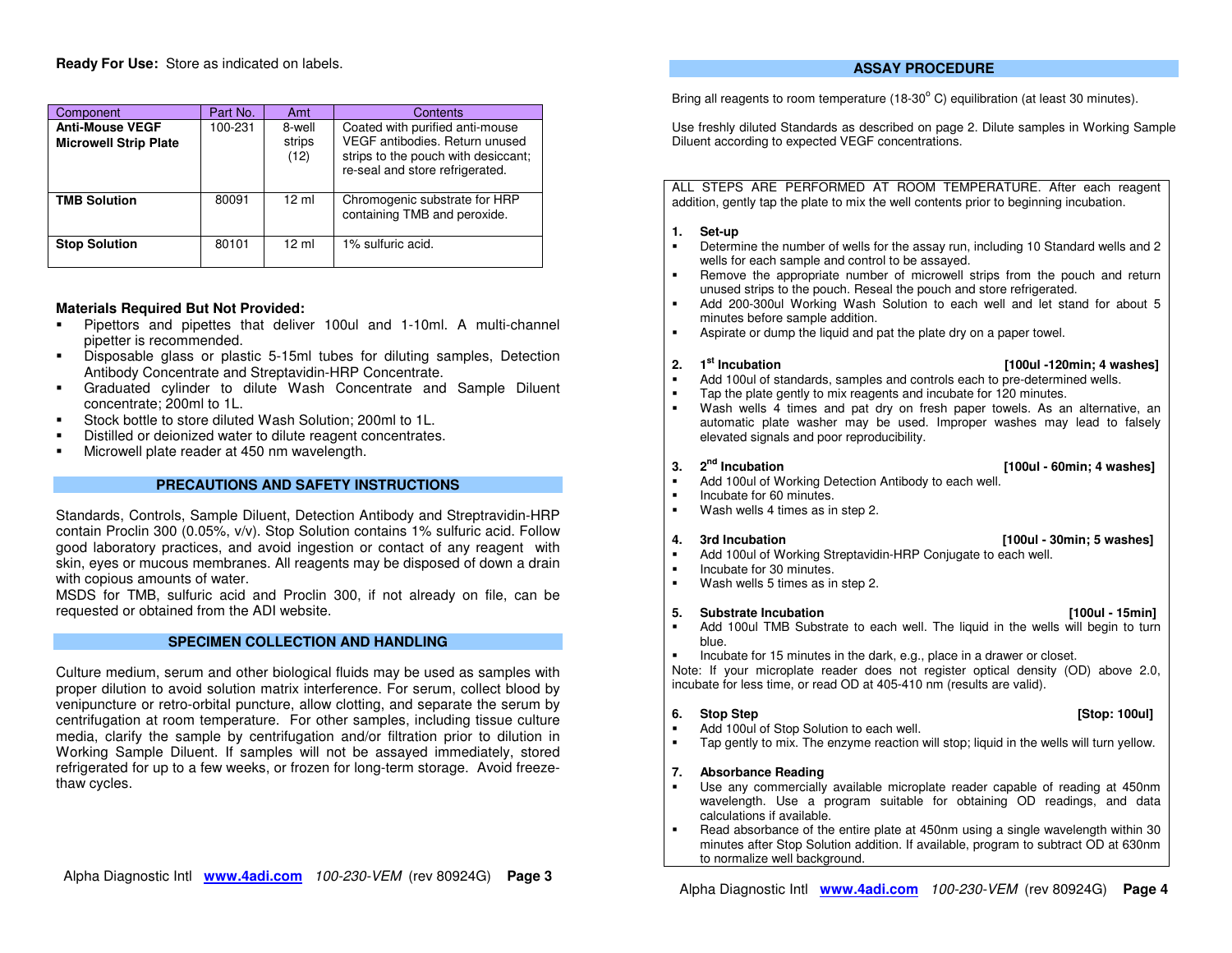**Ready For Use:** Store as indicated on labels.

| Component | Part No. | Amt | Contents |
|---|---|---|---|
| **Anti-Mouse VEGF Microwell Strip Plate** | 100-231 | 8-well strips (12) | Coated with purified anti-mouse VEGF antibodies. Return unused strips to the pouch with desiccant; re-seal and store refrigerated. |
| **TMB Solution** | 80091 | 12 ml | Chromogenic substrate for HRP containing TMB and peroxide. |
| **Stop Solution** | 80101 | 12 ml | 1% sulfuric acid. |

**Materials Required But Not Provided:**

- Pipettors and pipettes that deliver 100ul and 1-10ml. A multi-channel pipetter is recommended.
- Disposable glass or plastic 5-15ml tubes for diluting samples, Detection Antibody Concentrate and Streptavidin-HRP Concentrate.
- Graduated cylinder to dilute Wash Concentrate and Sample Diluent concentrate; 200ml to 1L.
- Stock bottle to store diluted Wash Solution; 200ml to 1L.
- Distilled or deionized water to dilute reagent concentrates.
- Microwell plate reader at 450 nm wavelength.

## PRECAUTIONS AND SAFETY INSTRUCTIONS

Standards, Controls, Sample Diluent, Detection Antibody and Streptravidin-HRP contain Proclin 300 (0.05%, v/v). Stop Solution contains 1% sulfuric acid. Follow good laboratory practices, and avoid ingestion or contact of any reagent with skin, eyes or mucous membranes. All reagents may be disposed of down a drain with copious amounts of water.

MSDS for TMB, sulfuric acid and Proclin 300, if not already on file, can be requested or obtained from the ADI website.

## SPECIMEN COLLECTION AND HANDLING

Culture medium, serum and other biological fluids may be used as samples with proper dilution to avoid solution matrix interference. For serum, collect blood by venipuncture or retro-orbital puncture, allow clotting, and separate the serum by centrifugation at room temperature. For other samples, including tissue culture media, clarify the sample by centrifugation and/or filtration prior to dilution in Working Sample Diluent. If samples will not be assayed immediately, stored refrigerated for up to a few weeks, or frozen for long-term storage. Avoid freeze-thaw cycles.

## ASSAY PROCEDURE

Bring all reagents to room temperature (18-30° C) equilibration (at least 30 minutes).

Use freshly diluted Standards as described on page 2. Dilute samples in Working Sample Diluent according to expected VEGF concentrations.

ALL STEPS ARE PERFORMED AT ROOM TEMPERATURE. After each reagent addition, gently tap the plate to mix the well contents prior to beginning incubation.

**1. Set-up**

- Determine the number of wells for the assay run, including 10 Standard wells and 2 wells for each sample and control to be assayed.
- Remove the appropriate number of microwell strips from the pouch and return unused strips to the pouch. Reseal the pouch and store refrigerated.
- Add 200-300ul Working Wash Solution to each well and let stand for about 5 minutes before sample addition.
- Aspirate or dump the liquid and pat the plate dry on a paper towel.

**2. 1st Incubation [100ul -120min; 4 washes]**

- Add 100ul of standards, samples and controls each to pre-determined wells.
- Tap the plate gently to mix reagents and incubate for 120 minutes.
- Wash wells 4 times and pat dry on fresh paper towels. As an alternative, an automatic plate washer may be used. Improper washes may lead to falsely elevated signals and poor reproducibility.

**3. 2nd Incubation [100ul - 60min; 4 washes]**

- Add 100ul of Working Detection Antibody to each well.
- Incubate for 60 minutes.
- Wash wells 4 times as in step 2.

**4. 3rd Incubation [100ul - 30min; 5 washes]**

- Add 100ul of Working Streptavidin-HRP Conjugate to each well.
- Incubate for 30 minutes.
- Wash wells 5 times as in step 2.

**5. Substrate Incubation [100ul - 15min]**

- Add 100ul TMB Substrate to each well. The liquid in the wells will begin to turn blue.
- Incubate for 15 minutes in the dark, e.g., place in a drawer or closet.

Note: If your microplate reader does not register optical density (OD) above 2.0, incubate for less time, or read OD at 405-410 nm (results are valid).

**6. Stop Step [Stop: 100ul]**

- Add 100ul of Stop Solution to each well.
- Tap gently to mix. The enzyme reaction will stop; liquid in the wells will turn yellow.

**7. Absorbance Reading**

- Use any commercially available microplate reader capable of reading at 450nm wavelength. Use a program suitable for obtaining OD readings, and data calculations if available.
- Read absorbance of the entire plate at 450nm using a single wavelength within 30 minutes after Stop Solution addition. If available, program to subtract OD at 630nm to normalize well background.